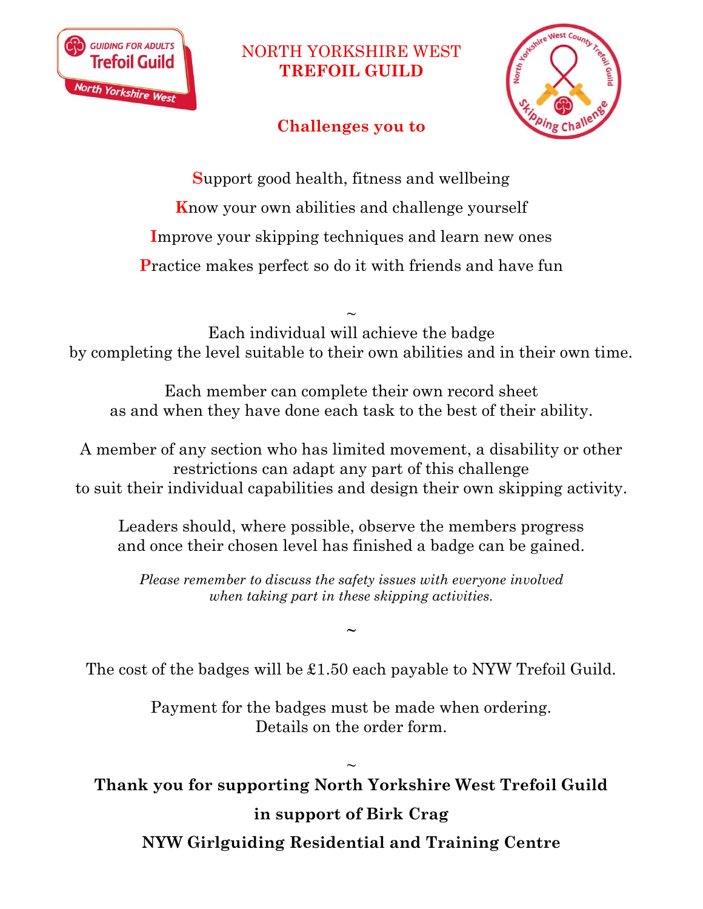# NORTH YORKSHIRE WEST TREFOIL GUILD

## Challenges you to

**S**upport good health, fitness and wellbeing

**K**now your own abilities and challenge yourself

**I**mprove your skipping techniques and learn new ones

**P**ractice makes perfect so do it with friends and have fun

~

Each individual will achieve the badge by completing the level suitable to their own abilities and in their own time.

Each member can complete their own record sheet as and when they have done each task to the best of their ability.

A member of any section who has limited movement, a disability or other restrictions can adapt any part of this challenge to suit their individual capabilities and design their own skipping activity.

Leaders should, where possible, observe the members progress and once their chosen level has finished a badge can be gained.

*Please remember to discuss the safety issues with everyone involved when taking part in these skipping activities.*

~

The cost of the badges will be £1.50 each payable to NYW Trefoil Guild.

Payment for the badges must be made when ordering. Details on the order form.

~

**Thank you for supporting North Yorkshire West Trefoil Guild**

**in support of Birk Crag**

**NYW Girlguiding Residential and Training Centre**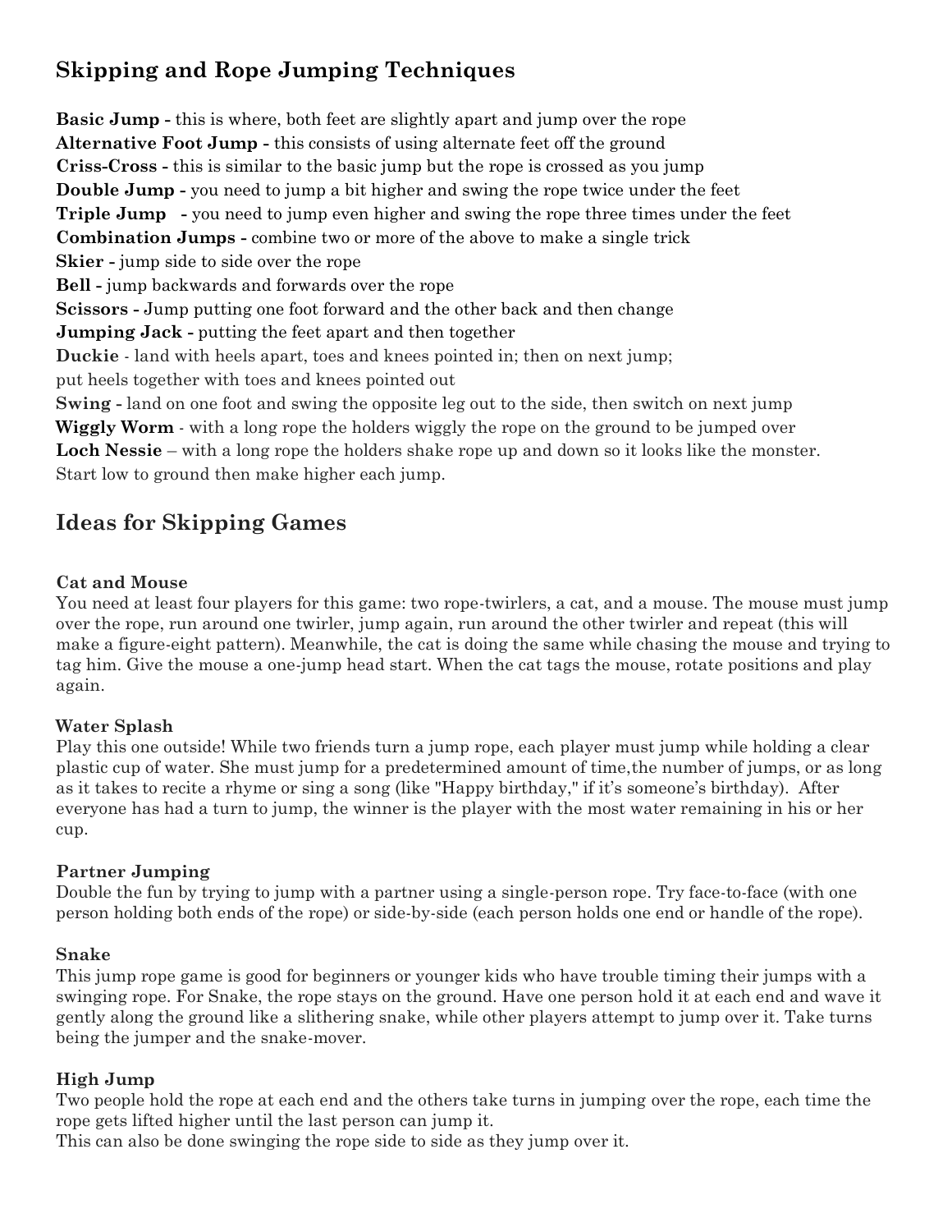## Skipping and Rope Jumping Techniques

**Basic Jump -** this is where, both feet are slightly apart and jump over the rope
**Alternative Foot Jump -** this consists of using alternate feet off the ground
**Criss-Cross -** this is similar to the basic jump but the rope is crossed as you jump
**Double Jump -** you need to jump a bit higher and swing the rope twice under the feet
**Triple Jump -** you need to jump even higher and swing the rope three times under the feet
**Combination Jumps -** combine two or more of the above to make a single trick
**Skier -** jump side to side over the rope
**Bell -** jump backwards and forwards over the rope
**Scissors -** Jump putting one foot forward and the other back and then change
**Jumping Jack -** putting the feet apart and then together
**Duckie** - land with heels apart, toes and knees pointed in; then on next jump; put heels together with toes and knees pointed out
**Swing -** land on one foot and swing the opposite leg out to the side, then switch on next jump
**Wiggly Worm** - with a long rope the holders wiggly the rope on the ground to be jumped over
**Loch Nessie** – with a long rope the holders shake rope up and down so it looks like the monster. Start low to ground then make higher each jump.

## Ideas for Skipping Games

**Cat and Mouse**
You need at least four players for this game: two rope-twirlers, a cat, and a mouse. The mouse must jump over the rope, run around one twirler, jump again, run around the other twirler and repeat (this will make a figure-eight pattern). Meanwhile, the cat is doing the same while chasing the mouse and trying to tag him. Give the mouse a one-jump head start. When the cat tags the mouse, rotate positions and play again.

**Water Splash**
Play this one outside! While two friends turn a jump rope, each player must jump while holding a clear plastic cup of water. She must jump for a predetermined amount of time,the number of jumps, or as long as it takes to recite a rhyme or sing a song (like "Happy birthday," if it's someone's birthday). After everyone has had a turn to jump, the winner is the player with the most water remaining in his or her cup.

**Partner Jumping**
Double the fun by trying to jump with a partner using a single-person rope. Try face-to-face (with one person holding both ends of the rope) or side-by-side (each person holds one end or handle of the rope).

**Snake**
This jump rope game is good for beginners or younger kids who have trouble timing their jumps with a swinging rope. For Snake, the rope stays on the ground. Have one person hold it at each end and wave it gently along the ground like a slithering snake, while other players attempt to jump over it. Take turns being the jumper and the snake-mover.

**High Jump**
Two people hold the rope at each end and the others take turns in jumping over the rope, each time the rope gets lifted higher until the last person can jump it.
This can also be done swinging the rope side to side as they jump over it.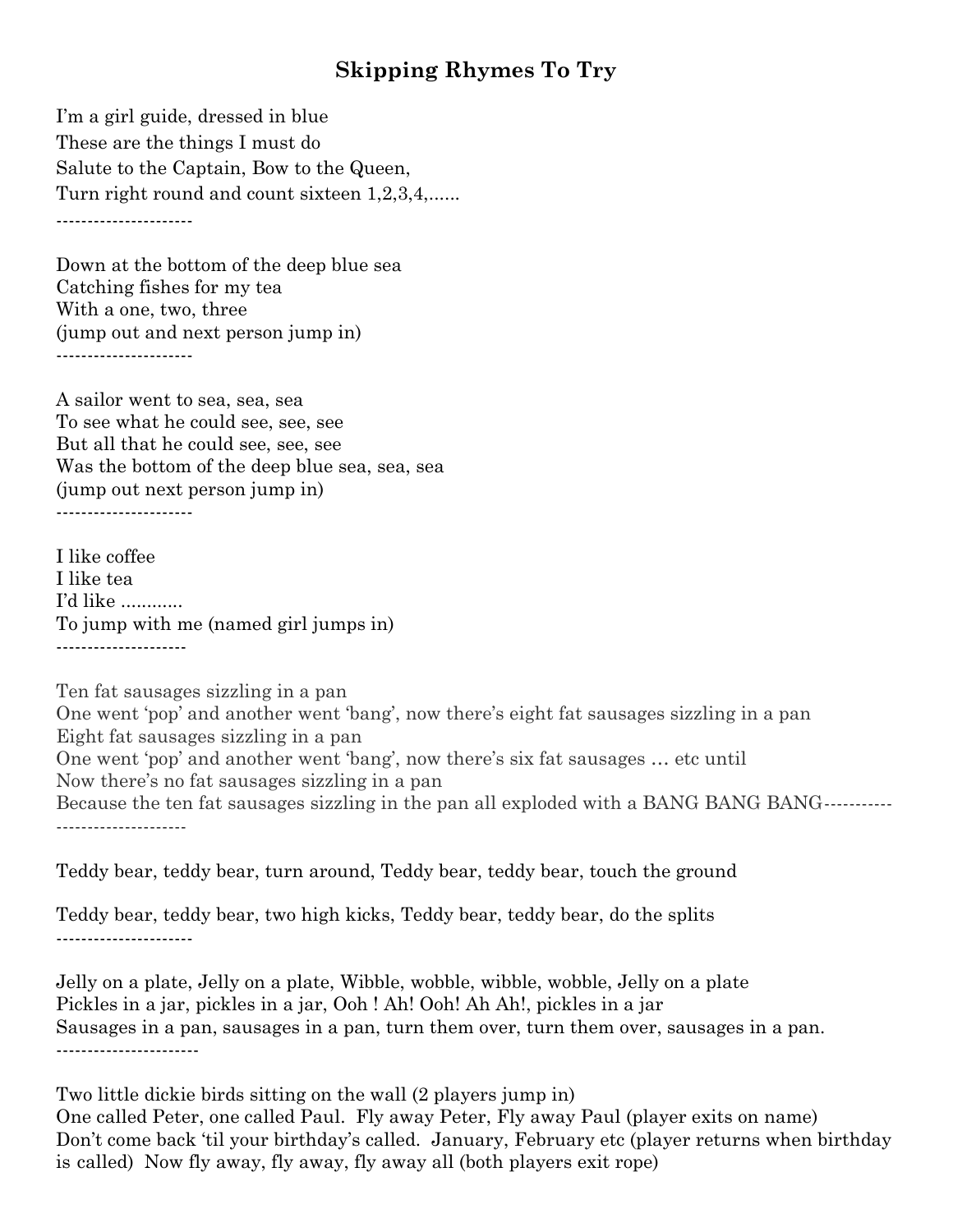# Skipping Rhymes To Try

I'm a girl guide, dressed in blue
These are the things I must do
Salute to the Captain, Bow to the Queen,
Turn right round and count sixteen 1,2,3,4,......
---------------------

Down at the bottom of the deep blue sea
Catching fishes for my tea
With a one, two, three
(jump out and next person jump in)
---------------------

A sailor went to sea, sea, sea
To see what he could see, see, see
But all that he could see, see, see
Was the bottom of the deep blue sea, sea, sea
(jump out next person jump in)
---------------------

I like coffee
I like tea
I'd like ............
To jump with me (named girl jumps in)
--------------------

Ten fat sausages sizzling in a pan
One went 'pop' and another went 'bang', now there's eight fat sausages sizzling in a pan
Eight fat sausages sizzling in a pan
One went 'pop' and another went 'bang', now there's six fat sausages … etc until
Now there's no fat sausages sizzling in a pan
Because the ten fat sausages sizzling in the pan all exploded with a BANG BANG BANG-----------
--------------------

Teddy bear, teddy bear, turn around, Teddy bear, teddy bear, touch the ground

Teddy bear, teddy bear, two high kicks, Teddy bear, teddy bear, do the splits
---------------------

Jelly on a plate, Jelly on a plate, Wibble, wobble, wibble, wobble, Jelly on a plate
Pickles in a jar, pickles in a jar, Ooh ! Ah! Ooh! Ah Ah!, pickles in a jar
Sausages in a pan, sausages in a pan, turn them over, turn them over, sausages in a pan.
----------------------

Two little dickie birds sitting on the wall (2 players jump in)
One called Peter, one called Paul. Fly away Peter, Fly away Paul (player exits on name)
Don't come back 'til your birthday's called. January, February etc (player returns when birthday is called) Now fly away, fly away, fly away all (both players exit rope)